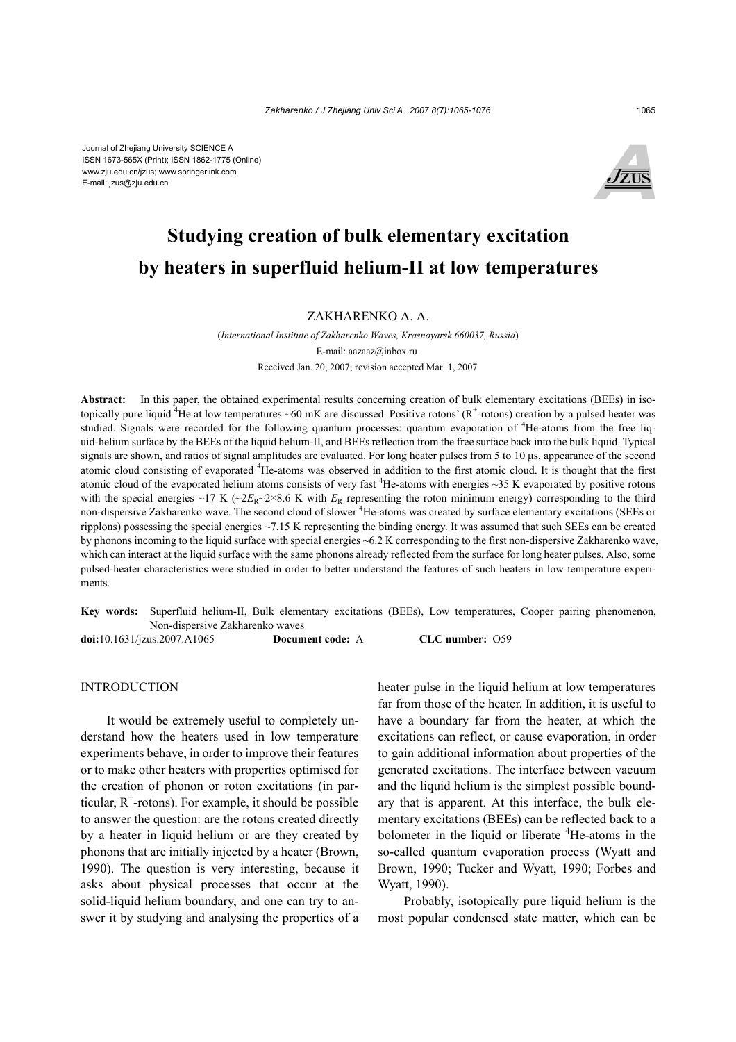Journal of Zhejiang University SCIENCE A
ISSN 1673-565X (Print); ISSN 1862-1775 (Online)
www.zju.edu.cn/jzus; www.springerlink.com
E-mail: jzus@zju.edu.cn

# Studying creation of bulk elementary excitation by heaters in superfluid helium-II at low temperatures

ZAKHARENKO A. A.

(*International Institute of Zakharenko Waves, Krasnoyarsk 660037, Russia*)

E-mail: aazaaz@inbox.ru

Received Jan. 20, 2007; revision accepted Mar. 1, 2007

**Abstract:** In this paper, the obtained experimental results concerning creation of bulk elementary excitations (BEEs) in isotopically pure liquid $^4$He at low temperatures ~60 mK are discussed. Positive rotons' ($R^+$-rotons) creation by a pulsed heater was studied. Signals were recorded for the following quantum processes: quantum evaporation of $^4$He-atoms from the free liquid-helium surface by the BEEs of the liquid helium-II, and BEEs reflection from the free surface back into the bulk liquid. Typical signals are shown, and ratios of signal amplitudes are evaluated. For long heater pulses from 5 to 10 μs, appearance of the second atomic cloud consisting of evaporated $^4$He-atoms was observed in addition to the first atomic cloud. It is thought that the first atomic cloud of the evaporated helium atoms consists of very fast $^4$He-atoms with energies ~35 K evaporated by positive rotons with the special energies ~17 K (~$2E_R$~2×8.6 K with $E_R$ representing the roton minimum energy) corresponding to the third non-dispersive Zakharenko wave. The second cloud of slower $^4$He-atoms was created by surface elementary excitations (SEEs or ripplons) possessing the special energies ~7.15 K representing the binding energy. It was assumed that such SEEs can be created by phonons incoming to the liquid surface with special energies ~6.2 K corresponding to the first non-dispersive Zakharenko wave, which can interact at the liquid surface with the same phonons already reflected from the surface for long heater pulses. Also, some pulsed-heater characteristics were studied in order to better understand the features of such heaters in low temperature experiments.

**Key words:** Superfluid helium-II, Bulk elementary excitations (BEEs), Low temperatures, Cooper pairing phenomenon, Non-dispersive Zakharenko waves

**doi:**10.1631/jzus.2007.A1065 **Document code:** A **CLC number:** O59

## INTRODUCTION

It would be extremely useful to completely understand how the heaters used in low temperature experiments behave, in order to improve their features or to make other heaters with properties optimised for the creation of phonon or roton excitations (in particular, $R^+$-rotons). For example, it should be possible to answer the question: are the rotons created directly by a heater in liquid helium or are they created by phonons that are initially injected by a heater (Brown, 1990). The question is very interesting, because it asks about physical processes that occur at the solid-liquid helium boundary, and one can try to answer it by studying and analysing the properties of a heater pulse in the liquid helium at low temperatures far from those of the heater. In addition, it is useful to have a boundary far from the heater, at which the excitations can reflect, or cause evaporation, in order to gain additional information about properties of the generated excitations. The interface between vacuum and the liquid helium is the simplest possible boundary that is apparent. At this interface, the bulk elementary excitations (BEEs) can be reflected back to a bolometer in the liquid or liberate $^4$He-atoms in the so-called quantum evaporation process (Wyatt and Brown, 1990; Tucker and Wyatt, 1990; Forbes and Wyatt, 1990).

Probably, isotopically pure liquid helium is the most popular condensed state matter, which can be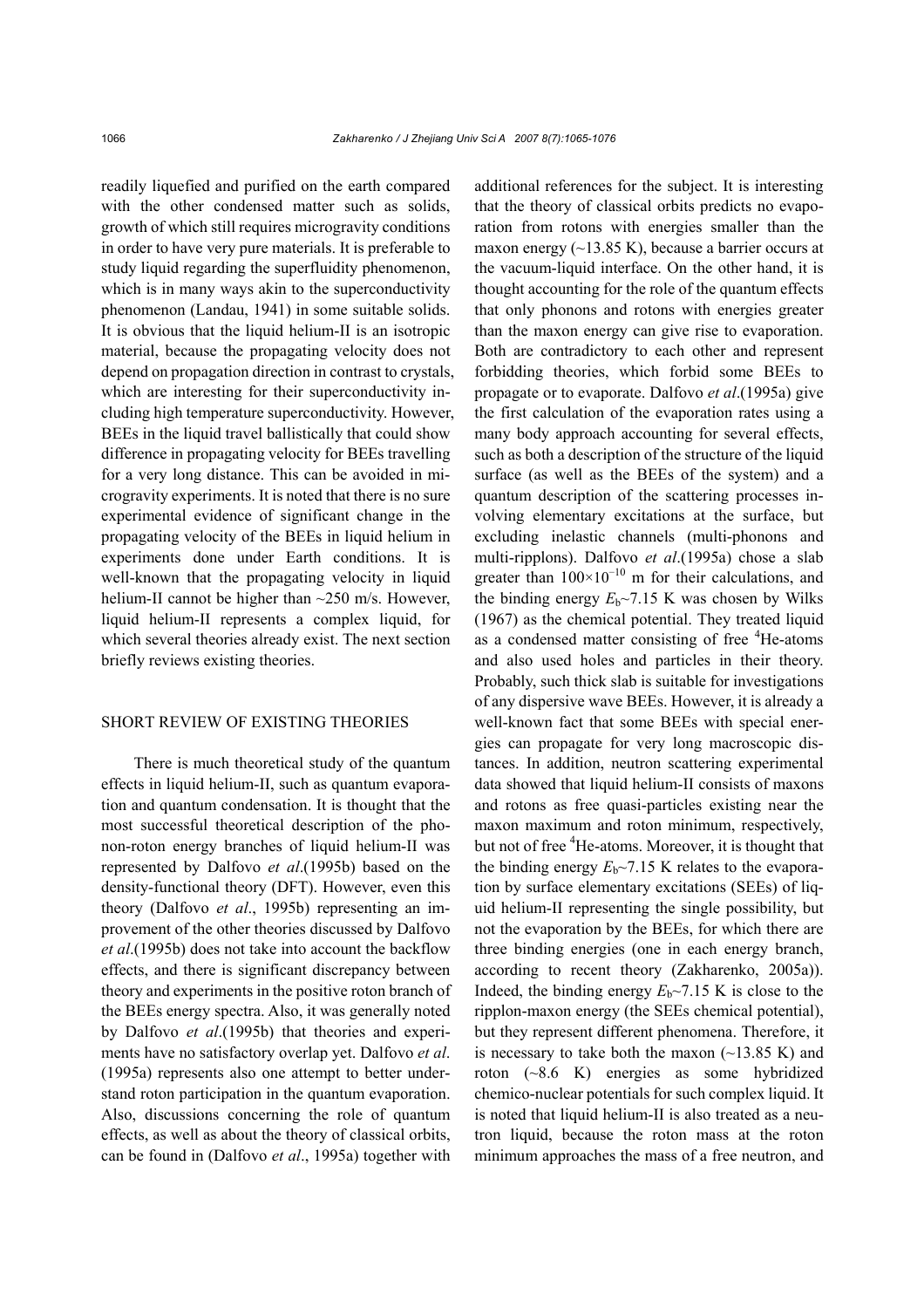readily liquefied and purified on the earth compared with the other condensed matter such as solids, growth of which still requires microgravity conditions in order to have very pure materials. It is preferable to study liquid regarding the superfluidity phenomenon, which is in many ways akin to the superconductivity phenomenon (Landau, 1941) in some suitable solids. It is obvious that the liquid helium-II is an isotropic material, because the propagating velocity does not depend on propagation direction in contrast to crystals, which are interesting for their superconductivity including high temperature superconductivity. However, BEEs in the liquid travel ballistically that could show difference in propagating velocity for BEEs travelling for a very long distance. This can be avoided in microgravity experiments. It is noted that there is no sure experimental evidence of significant change in the propagating velocity of the BEEs in liquid helium in experiments done under Earth conditions. It is well-known that the propagating velocity in liquid helium-II cannot be higher than ~250 m/s. However, liquid helium-II represents a complex liquid, for which several theories already exist. The next section briefly reviews existing theories.

## SHORT REVIEW OF EXISTING THEORIES

There is much theoretical study of the quantum effects in liquid helium-II, such as quantum evaporation and quantum condensation. It is thought that the most successful theoretical description of the phonon-roton energy branches of liquid helium-II was represented by Dalfovo *et al*.(1995b) based on the density-functional theory (DFT). However, even this theory (Dalfovo *et al*., 1995b) representing an improvement of the other theories discussed by Dalfovo *et al*.(1995b) does not take into account the backflow effects, and there is significant discrepancy between theory and experiments in the positive roton branch of the BEEs energy spectra. Also, it was generally noted by Dalfovo *et al*.(1995b) that theories and experiments have no satisfactory overlap yet. Dalfovo *et al*. (1995a) represents also one attempt to better understand roton participation in the quantum evaporation. Also, discussions concerning the role of quantum effects, as well as about the theory of classical orbits, can be found in (Dalfovo *et al*., 1995a) together with additional references for the subject. It is interesting that the theory of classical orbits predicts no evaporation from rotons with energies smaller than the maxon energy (~13.85 K), because a barrier occurs at the vacuum-liquid interface. On the other hand, it is thought accounting for the role of the quantum effects that only phonons and rotons with energies greater than the maxon energy can give rise to evaporation. Both are contradictory to each other and represent forbidding theories, which forbid some BEEs to propagate or to evaporate. Dalfovo *et al*.(1995a) give the first calculation of the evaporation rates using a many body approach accounting for several effects, such as both a description of the structure of the liquid surface (as well as the BEEs of the system) and a quantum description of the scattering processes involving elementary excitations at the surface, but excluding inelastic channels (multi-phonons and multi-ripplons). Dalfovo *et al*.(1995a) chose a slab greater than $100\times10^{-10}$ m for their calculations, and the binding energy $E_b$~7.15 K was chosen by Wilks (1967) as the chemical potential. They treated liquid as a condensed matter consisting of free $^4$He-atoms and also used holes and particles in their theory. Probably, such thick slab is suitable for investigations of any dispersive wave BEEs. However, it is already a well-known fact that some BEEs with special energies can propagate for very long macroscopic distances. In addition, neutron scattering experimental data showed that liquid helium-II consists of maxons and rotons as free quasi-particles existing near the maxon maximum and roton minimum, respectively, but not of free $^4$He-atoms. Moreover, it is thought that the binding energy $E_b$~7.15 K relates to the evaporation by surface elementary excitations (SEEs) of liquid helium-II representing the single possibility, but not the evaporation by the BEEs, for which there are three binding energies (one in each energy branch, according to recent theory (Zakharenko, 2005a)). Indeed, the binding energy $E_b$~7.15 K is close to the ripplon-maxon energy (the SEEs chemical potential), but they represent different phenomena. Therefore, it is necessary to take both the maxon (~13.85 K) and roton (~8.6 K) energies as some hybridized chemico-nuclear potentials for such complex liquid. It is noted that liquid helium-II is also treated as a neutron liquid, because the roton mass at the roton minimum approaches the mass of a free neutron, and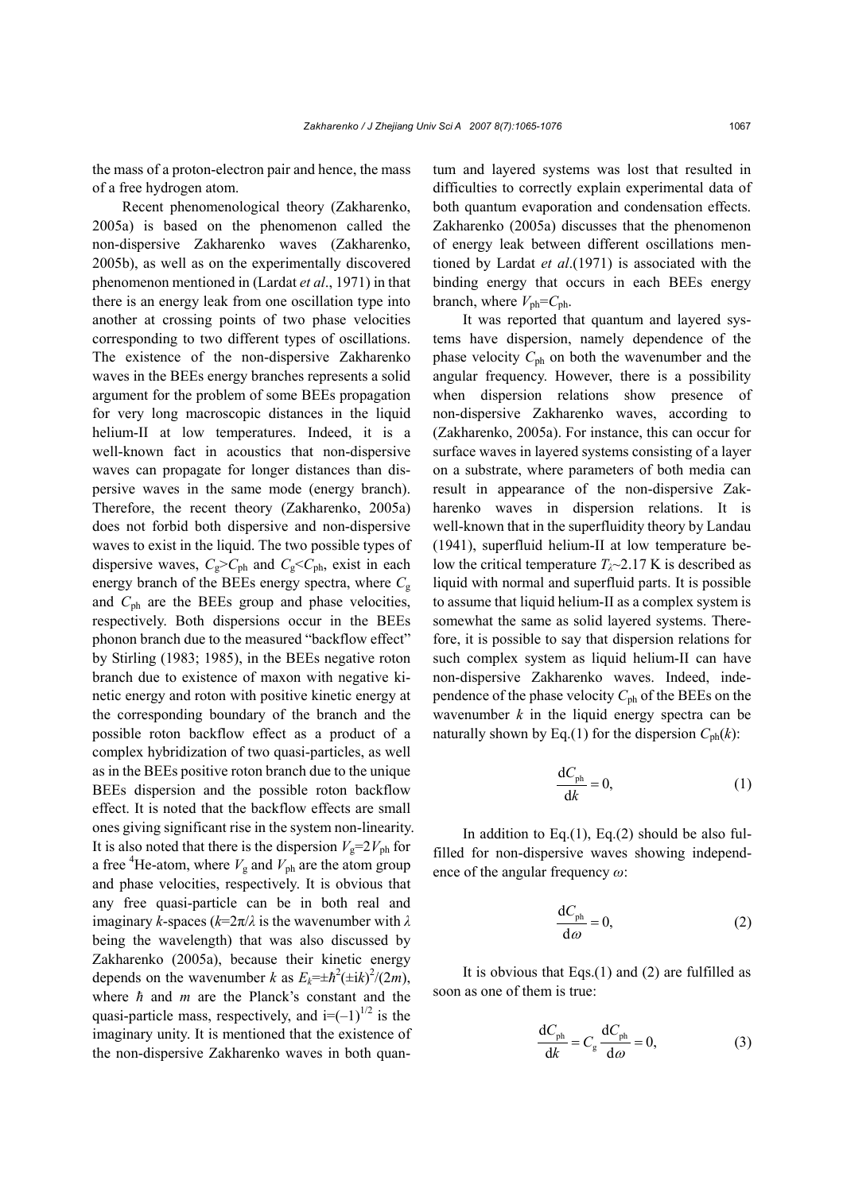the mass of a proton-electron pair and hence, the mass of a free hydrogen atom.

Recent phenomenological theory (Zakharenko, 2005a) is based on the phenomenon called the non-dispersive Zakharenko waves (Zakharenko, 2005b), as well as on the experimentally discovered phenomenon mentioned in (Lardat *et al*., 1971) in that there is an energy leak from one oscillation type into another at crossing points of two phase velocities corresponding to two different types of oscillations. The existence of the non-dispersive Zakharenko waves in the BEEs energy branches represents a solid argument for the problem of some BEEs propagation for very long macroscopic distances in the liquid helium-II at low temperatures. Indeed, it is a well-known fact in acoustics that non-dispersive waves can propagate for longer distances than dispersive waves in the same mode (energy branch). Therefore, the recent theory (Zakharenko, 2005a) does not forbid both dispersive and non-dispersive waves to exist in the liquid. The two possible types of dispersive waves, $C_g>C_{ph}$ and $C_g<C_{ph}$, exist in each energy branch of the BEEs energy spectra, where $C_g$ and $C_{ph}$ are the BEEs group and phase velocities, respectively. Both dispersions occur in the BEEs phonon branch due to the measured "backflow effect" by Stirling (1983; 1985), in the BEEs negative roton branch due to existence of maxon with negative kinetic energy and roton with positive kinetic energy at the corresponding boundary of the branch and the possible roton backflow effect as a product of a complex hybridization of two quasi-particles, as well as in the BEEs positive roton branch due to the unique BEEs dispersion and the possible roton backflow effect. It is noted that the backflow effects are small ones giving significant rise in the system non-linearity. It is also noted that there is the dispersion $V_g=2V_{ph}$ for a free $^4$He-atom, where $V_g$ and $V_{ph}$ are the atom group and phase velocities, respectively. It is obvious that any free quasi-particle can be in both real and imaginary $k$-spaces ($k=2\pi/\lambda$ is the wavenumber with $\lambda$ being the wavelength) that was also discussed by Zakharenko (2005a), because their kinetic energy depends on the wavenumber $k$ as $E_k=\pm\hbar^2(\pm ik)^2/(2m)$, where $\hbar$ and $m$ are the Planck's constant and the quasi-particle mass, respectively, and $i=(-1)^{1/2}$ is the imaginary unity. It is mentioned that the existence of the non-dispersive Zakharenko waves in both quantum and layered systems was lost that resulted in difficulties to correctly explain experimental data of both quantum evaporation and condensation effects. Zakharenko (2005a) discusses that the phenomenon of energy leak between different oscillations mentioned by Lardat *et al*.(1971) is associated with the binding energy that occurs in each BEEs energy branch, where $V_{ph}=C_{ph}$.

It was reported that quantum and layered systems have dispersion, namely dependence of the phase velocity $C_{ph}$ on both the wavenumber and the angular frequency. However, there is a possibility when dispersion relations show presence of non-dispersive Zakharenko waves, according to (Zakharenko, 2005a). For instance, this can occur for surface waves in layered systems consisting of a layer on a substrate, where parameters of both media can result in appearance of the non-dispersive Zakharenko waves in dispersion relations. It is well-known that in the superfluidity theory by Landau (1941), superfluid helium-II at low temperature below the critical temperature $T_\lambda$~2.17 K is described as liquid with normal and superfluid parts. It is possible to assume that liquid helium-II as a complex system is somewhat the same as solid layered systems. Therefore, it is possible to say that dispersion relations for such complex system as liquid helium-II can have non-dispersive Zakharenko waves. Indeed, independence of the phase velocity $C_{ph}$ of the BEEs on the wavenumber $k$ in the liquid energy spectra can be naturally shown by Eq.(1) for the dispersion $C_{ph}(k)$:

$$\frac{dC_{ph}}{dk}=0, \tag{1}$$

In addition to Eq.(1), Eq.(2) should be also fulfilled for non-dispersive waves showing independence of the angular frequency $\omega$:

$$\frac{dC_{ph}}{d\omega}=0, \tag{2}$$

It is obvious that Eqs.(1) and (2) are fulfilled as soon as one of them is true:

$$\frac{dC_{ph}}{dk}=C_g\frac{dC_{ph}}{d\omega}=0, \tag{3}$$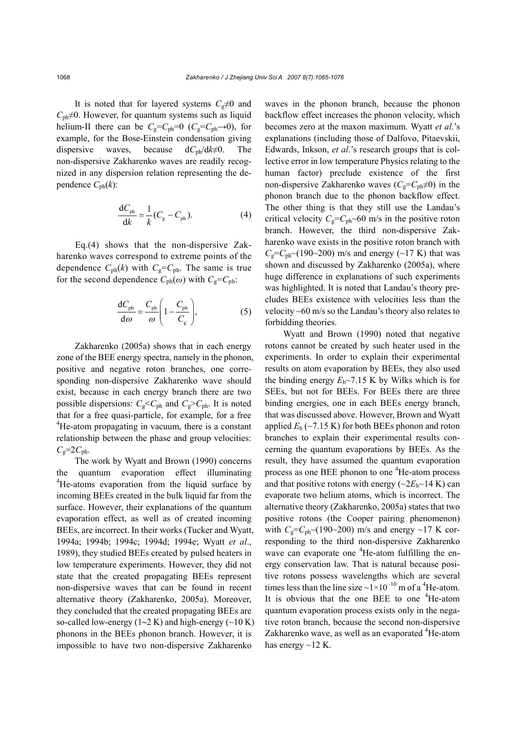It is noted that for layered systems $C_g \neq 0$ and $C_{ph} \neq 0$. However, for quantum systems such as liquid helium-II there can be $C_g=C_{ph}=0$ ($C_g=C_{ph}\rightarrow 0$), for example, for the Bose-Einstein condensation giving dispersive waves, because $dC_{ph}/dk \neq 0$. The non-dispersive Zakharenko waves are readily recognized in any dispersion relation representing the dependence $C_{ph}(k)$:

$$\frac{dC_{ph}}{dk} = \frac{1}{k}(C_g - C_{ph}). \tag{4}$$

Eq.(4) shows that the non-dispersive Zakharenko waves correspond to extreme points of the dependence $C_{ph}(k)$ with $C_g=C_{ph}$. The same is true for the second dependence $C_{ph}(\omega)$ with $C_g=C_{ph}$:

$$\frac{dC_{ph}}{d\omega} = \frac{C_{ph}}{\omega}\left(1 - \frac{C_{ph}}{C_g}\right), \tag{5}$$

Zakharenko (2005a) shows that in each energy zone of the BEE energy spectra, namely in the phonon, positive and negative roton branches, one corresponding non-dispersive Zakharenko wave should exist, because in each energy branch there are two possible dispersions: $C_g<C_{ph}$ and $C_g>C_{ph}$. It is noted that for a free quasi-particle, for example, for a free $^4$He-atom propagating in vacuum, there is a constant relationship between the phase and group velocities: $C_g=2C_{ph}$.

The work by Wyatt and Brown (1990) concerns the quantum evaporation effect illuminating $^4$He-atoms evaporation from the liquid surface by incoming BEEs created in the bulk liquid far from the surface. However, their explanations of the quantum evaporation effect, as well as of created incoming BEEs, are incorrect. In their works (Tucker and Wyatt, 1994a; 1994b; 1994c; 1994d; 1994e; Wyatt *et al*., 1989), they studied BEEs created by pulsed heaters in low temperature experiments. However, they did not state that the created propagating BEEs represent non-dispersive waves that can be found in recent alternative theory (Zakharenko, 2005a). Moreover, they concluded that the created propagating BEEs are so-called low-energy (1~2 K) and high-energy (~10 K) phonons in the BEEs phonon branch. However, it is impossible to have two non-dispersive Zakharenko waves in the phonon branch, because the phonon backflow effect increases the phonon velocity, which becomes zero at the maxon maximum. Wyatt *et al*.'s explanations (including those of Dalfovo, Pitaevskii, Edwards, Inkson, *et al*.'s research groups that is collective error in low temperature Physics relating to the human factor) preclude existence of the first non-dispersive Zakharenko waves ($C_g=C_{ph} \neq 0$) in the phonon branch due to the phonon backflow effect. The other thing is that they still use the Landau's critical velocity $C_g=C_{ph}$~60 m/s in the positive roton branch. However, the third non-dispersive Zakharenko wave exists in the positive roton branch with $C_g=C_{ph}$~(190~200) m/s and energy (~17 K) that was shown and discussed by Zakharenko (2005a), where huge difference in explanations of such experiments was highlighted. It is noted that Landau's theory precludes BEEs existence with velocities less than the velocity ~60 m/s so the Landau's theory also relates to forbidding theories.

Wyatt and Brown (1990) noted that negative rotons cannot be created by such heater used in the experiments. In order to explain their experimental results on atom evaporation by BEEs, they also used the binding energy $E_b$~7.15 K by Wilks which is for SEEs, but not for BEEs. For BEEs there are three binding energies, one in each BEEs energy branch, that was discussed above. However, Brown and Wyatt applied $E_b$ (~7.15 K) for both BEEs phonon and roton branches to explain their experimental results concerning the quantum evaporations by BEEs. As the result, they have assumed the quantum evaporation process as one BEE phonon to one $^4$He-atom process and that positive rotons with energy (~$2E_b$~14 K) can evaporate two helium atoms, which is incorrect. The alternative theory (Zakharenko, 2005a) states that two positive rotons (the Cooper pairing phenomenon) with $C_g=C_{ph}$~(190~200) m/s and energy ~17 K corresponding to the third non-dispersive Zakharenko wave can evaporate one $^4$He-atom fulfilling the energy conservation law. That is natural because positive rotons possess wavelengths which are several times less than the line size ~$1\times10^{-10}$ m of a $^4$He-atom. It is obvious that the one BEE to one $^4$He-atom quantum evaporation process exists only in the negative roton branch, because the second non-dispersive Zakharenko wave, as well as an evaporated $^4$He-atom has energy ~12 K.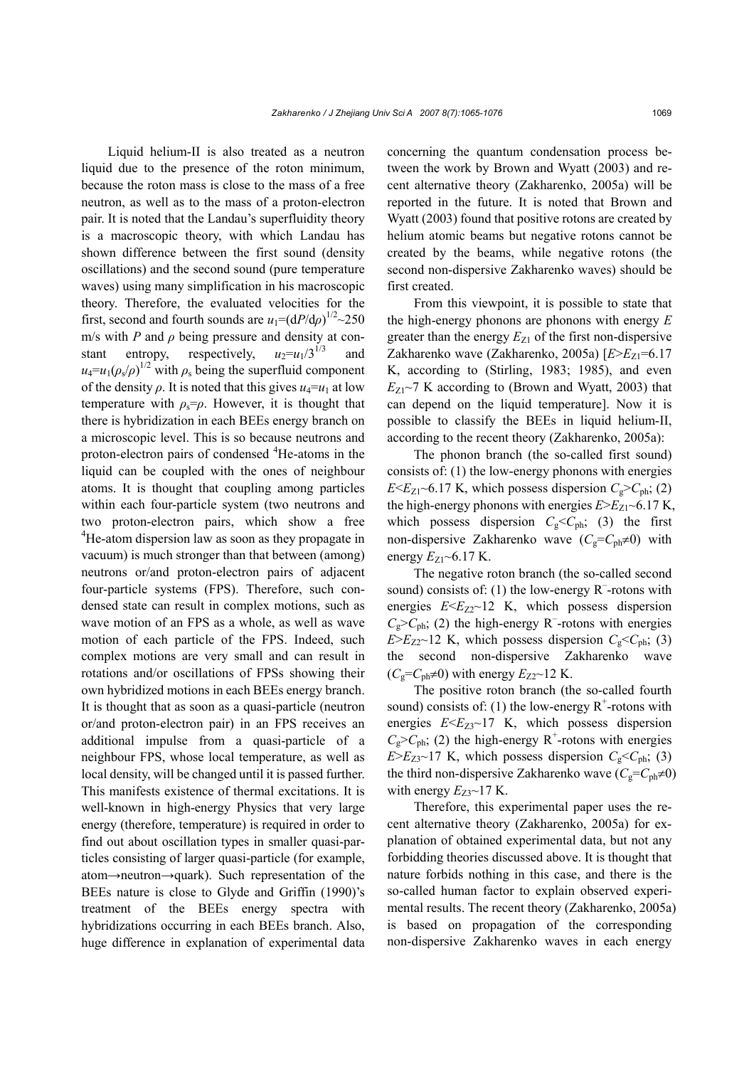Liquid helium-II is also treated as a neutron liquid due to the presence of the roton minimum, because the roton mass is close to the mass of a free neutron, as well as to the mass of a proton-electron pair. It is noted that the Landau's superfluidity theory is a macroscopic theory, with which Landau has shown difference between the first sound (density oscillations) and the second sound (pure temperature waves) using many simplification in his macroscopic theory. Therefore, the evaluated velocities for the first, second and fourth sounds are $u_1=(\mathrm{d}P/\mathrm{d}\rho)^{1/2}\sim250$ m/s with $P$ and $\rho$ being pressure and density at constant entropy, respectively, $u_2=u_1/3^{1/3}$ and $u_4=u_1(\rho_s/\rho)^{1/2}$ with $\rho_s$ being the superfluid component of the density $\rho$. It is noted that this gives $u_4=u_1$ at low temperature with $\rho_s=\rho$. However, it is thought that there is hybridization in each BEEs energy branch on a microscopic level. This is so because neutrons and proton-electron pairs of condensed $^4$He-atoms in the liquid can be coupled with the ones of neighbour atoms. It is thought that coupling among particles within each four-particle system (two neutrons and two proton-electron pairs, which show a free $^4$He-atom dispersion law as soon as they propagate in vacuum) is much stronger than that between (among) neutrons or/and proton-electron pairs of adjacent four-particle systems (FPS). Therefore, such condensed state can result in complex motions, such as wave motion of an FPS as a whole, as well as wave motion of each particle of the FPS. Indeed, such complex motions are very small and can result in rotations and/or oscillations of FPSs showing their own hybridized motions in each BEEs energy branch. It is thought that as soon as a quasi-particle (neutron or/and proton-electron pair) in an FPS receives an additional impulse from a quasi-particle of a neighbour FPS, whose local temperature, as well as local density, will be changed until it is passed further. This manifests existence of thermal excitations. It is well-known in high-energy Physics that very large energy (therefore, temperature) is required in order to find out about oscillation types in smaller quasi-particles consisting of larger quasi-particle (for example, atom→neutron→quark). Such representation of the BEEs nature is close to Glyde and Griffin (1990)'s treatment of the BEEs energy spectra with hybridizations occurring in each BEEs branch. Also, huge difference in explanation of experimental data concerning the quantum condensation process between the work by Brown and Wyatt (2003) and recent alternative theory (Zakharenko, 2005a) will be reported in the future. It is noted that Brown and Wyatt (2003) found that positive rotons are created by helium atomic beams but negative rotons cannot be created by the beams, while negative rotons (the second non-dispersive Zakharenko waves) should be first created.

From this viewpoint, it is possible to state that the high-energy phonons are phonons with energy $E$ greater than the energy $E_{Z1}$ of the first non-dispersive Zakharenko wave (Zakharenko, 2005a) [$E>E_{Z1}=6.17$ K, according to (Stirling, 1983; 1985), and even $E_{Z1}\sim7$ K according to (Brown and Wyatt, 2003) that can depend on the liquid temperature]. Now it is possible to classify the BEEs in liquid helium-II, according to the recent theory (Zakharenko, 2005a):

The phonon branch (the so-called first sound) consists of: (1) the low-energy phonons with energies $E<E_{Z1}\sim6.17$ K, which possess dispersion $C_g>C_{ph}$; (2) the high-energy phonons with energies $E>E_{Z1}\sim6.17$ K, which possess dispersion $C_g<C_{ph}$; (3) the first non-dispersive Zakharenko wave ($C_g=C_{ph}\neq0$) with energy $E_{Z1}\sim6.17$ K.

The negative roton branch (the so-called second sound) consists of: (1) the low-energy R$^-$-rotons with energies $E<E_{Z2}\sim12$ K, which possess dispersion $C_g>C_{ph}$; (2) the high-energy R$^-$-rotons with energies $E>E_{Z2}\sim12$ K, which possess dispersion $C_g<C_{ph}$; (3) the second non-dispersive Zakharenko wave ($C_g=C_{ph}\neq0$) with energy $E_{Z2}\sim12$ K.

The positive roton branch (the so-called fourth sound) consists of: (1) the low-energy R$^+$-rotons with energies $E<E_{Z3}\sim17$ K, which possess dispersion $C_g>C_{ph}$; (2) the high-energy R$^+$-rotons with energies $E>E_{Z3}\sim17$ K, which possess dispersion $C_g<C_{ph}$; (3) the third non-dispersive Zakharenko wave ($C_g=C_{ph}\neq0$) with energy $E_{Z3}\sim17$ K.

Therefore, this experimental paper uses the recent alternative theory (Zakharenko, 2005a) for explanation of obtained experimental data, but not any forbidding theories discussed above. It is thought that nature forbids nothing in this case, and there is the so-called human factor to explain observed experimental results. The recent theory (Zakharenko, 2005a) is based on propagation of the corresponding non-dispersive Zakharenko waves in each energy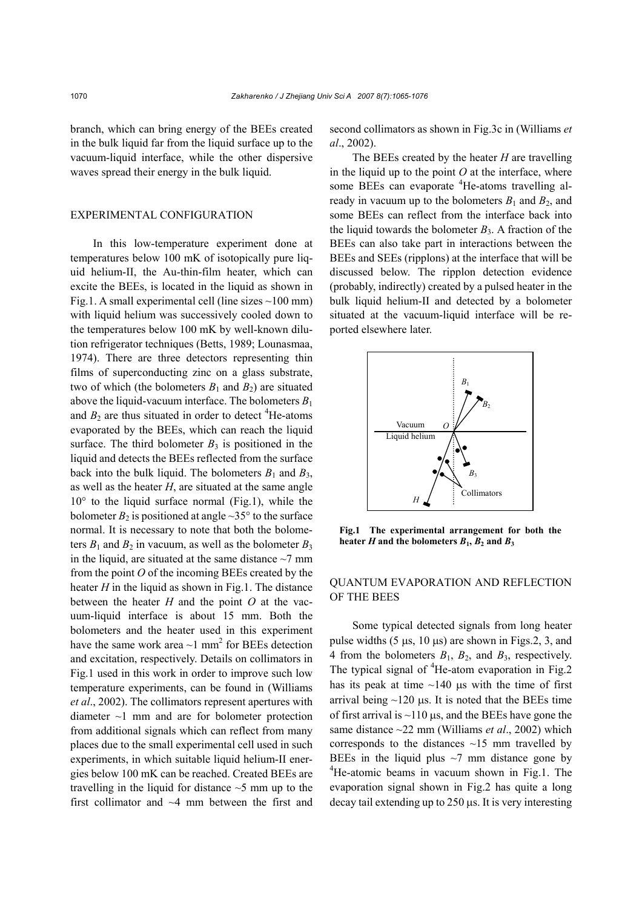branch, which can bring energy of the BEEs created in the bulk liquid far from the liquid surface up to the vacuum-liquid interface, while the other dispersive waves spread their energy in the bulk liquid.

## EXPERIMENTAL CONFIGURATION

In this low-temperature experiment done at temperatures below 100 mK of isotopically pure liquid helium-II, the Au-thin-film heater, which can excite the BEEs, is located in the liquid as shown in Fig.1. A small experimental cell (line sizes ~100 mm) with liquid helium was successively cooled down to the temperatures below 100 mK by well-known dilution refrigerator techniques (Betts, 1989; Lounasmaa, 1974). There are three detectors representing thin films of superconducting zinc on a glass substrate, two of which (the bolometers $B_1$ and $B_2$) are situated above the liquid-vacuum interface. The bolometers $B_1$ and $B_2$ are thus situated in order to detect $^4$He-atoms evaporated by the BEEs, which can reach the liquid surface. The third bolometer $B_3$ is positioned in the liquid and detects the BEEs reflected from the surface back into the bulk liquid. The bolometers $B_1$ and $B_3$, as well as the heater $H$, are situated at the same angle 10° to the liquid surface normal (Fig.1), while the bolometer $B_2$ is positioned at angle ~35° to the surface normal. It is necessary to note that both the bolometers $B_1$ and $B_2$ in vacuum, as well as the bolometer $B_3$ in the liquid, are situated at the same distance ~7 mm from the point $O$ of the incoming BEEs created by the heater $H$ in the liquid as shown in Fig.1. The distance between the heater $H$ and the point $O$ at the vacuum-liquid interface is about 15 mm. Both the bolometers and the heater used in this experiment have the same work area ~1 mm$^2$ for BEEs detection and excitation, respectively. Details on collimators in Fig.1 used in this work in order to improve such low temperature experiments, can be found in (Williams *et al*., 2002). The collimators represent apertures with diameter ~1 mm and are for bolometer protection from additional signals which can reflect from many places due to the small experimental cell used in such experiments, in which suitable liquid helium-II energies below 100 mK can be reached. Created BEEs are travelling in the liquid for distance ~5 mm up to the first collimator and ~4 mm between the first and second collimators as shown in Fig.3c in (Williams *et al*., 2002).

The BEEs created by the heater $H$ are travelling in the liquid up to the point $O$ at the interface, where some BEEs can evaporate $^4$He-atoms travelling already in vacuum up to the bolometers $B_1$ and $B_2$, and some BEEs can reflect from the interface back into the liquid towards the bolometer $B_3$. A fraction of the BEEs can also take part in interactions between the BEEs and SEEs (ripplons) at the interface that will be discussed below. The ripplon detection evidence (probably, indirectly) created by a pulsed heater in the bulk liquid helium-II and detected by a bolometer situated at the vacuum-liquid interface will be reported elsewhere later.

**Fig.1 The experimental arrangement for both the heater $H$ and the bolometers $B_1$, $B_2$ and $B_3$**

## QUANTUM EVAPORATION AND REFLECTION OF THE BEES

Some typical detected signals from long heater pulse widths (5 μs, 10 μs) are shown in Figs.2, 3, and 4 from the bolometers $B_1$, $B_2$, and $B_3$, respectively. The typical signal of $^4$He-atom evaporation in Fig.2 has its peak at time ~140 μs with the time of first arrival being ~120 μs. It is noted that the BEEs time of first arrival is ~110 μs, and the BEEs have gone the same distance ~22 mm (Williams *et al*., 2002) which corresponds to the distances ~15 mm travelled by BEEs in the liquid plus ~7 mm distance gone by $^4$He-atomic beams in vacuum shown in Fig.1. The evaporation signal shown in Fig.2 has quite a long decay tail extending up to 250 μs. It is very interesting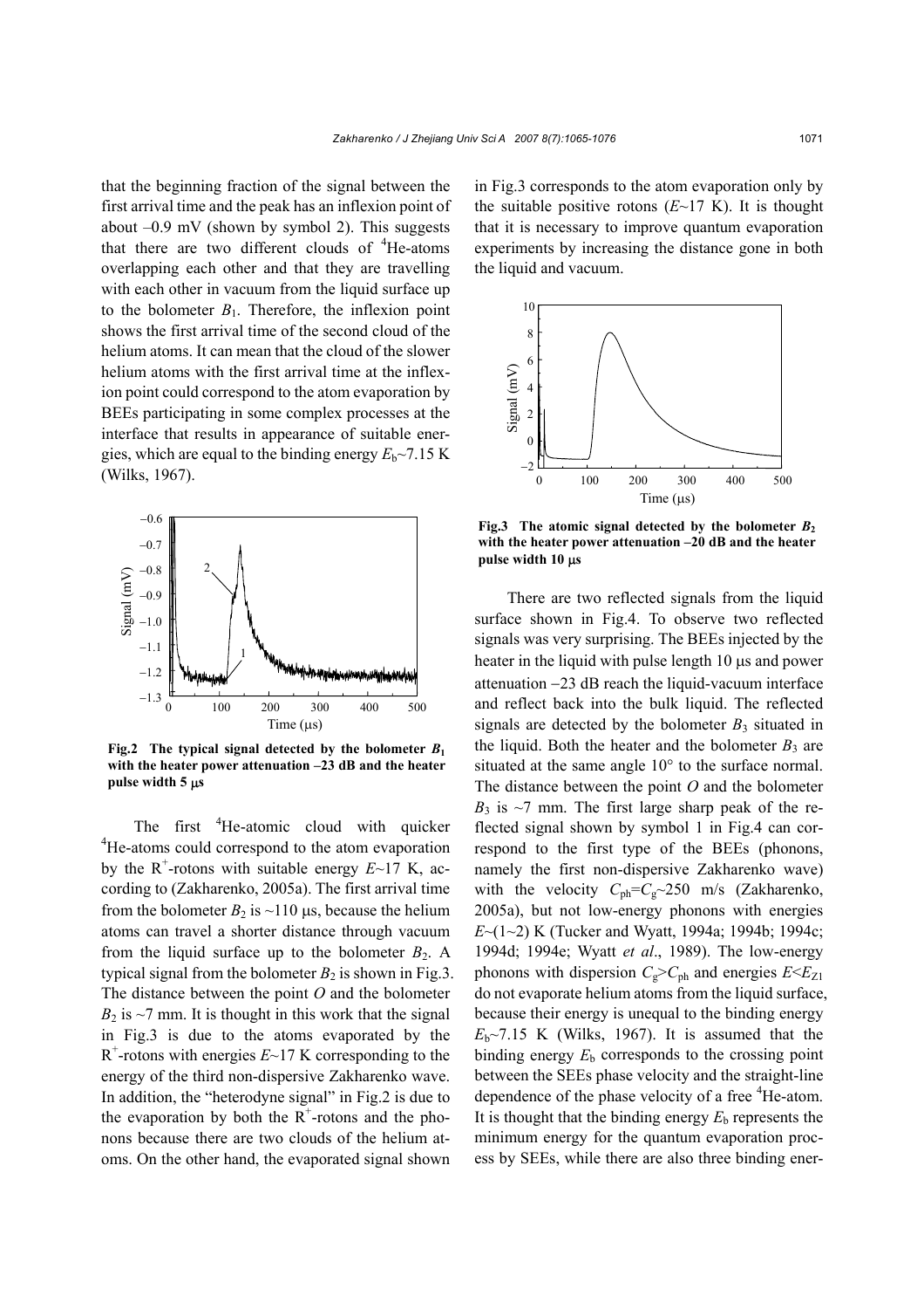that the beginning fraction of the signal between the first arrival time and the peak has an inflexion point of about –0.9 mV (shown by symbol 2). This suggests that there are two different clouds of $^4$He-atoms overlapping each other and that they are travelling with each other in vacuum from the liquid surface up to the bolometer $B_1$. Therefore, the inflexion point shows the first arrival time of the second cloud of the helium atoms. It can mean that the cloud of the slower helium atoms with the first arrival time at the inflexion point could correspond to the atom evaporation by BEEs participating in some complex processes at the interface that results in appearance of suitable energies, which are equal to the binding energy $E_b$~7.15 K (Wilks, 1967).

**Fig.2 The typical signal detected by the bolometer $B_1$ with the heater power attenuation –23 dB and the heater pulse width 5 μs**

The first $^4$He-atomic cloud with quicker $^4$He-atoms could correspond to the atom evaporation by the R$^+$-rotons with suitable energy $E$~17 K, according to (Zakharenko, 2005a). The first arrival time from the bolometer $B_2$ is ~110 μs, because the helium atoms can travel a shorter distance through vacuum from the liquid surface up to the bolometer $B_2$. A typical signal from the bolometer $B_2$ is shown in Fig.3. The distance between the point $O$ and the bolometer $B_2$ is ~7 mm. It is thought in this work that the signal in Fig.3 is due to the atoms evaporated by the R$^+$-rotons with energies $E$~17 K corresponding to the energy of the third non-dispersive Zakharenko wave. In addition, the "heterodyne signal" in Fig.2 is due to the evaporation by both the R$^+$-rotons and the phonons because there are two clouds of the helium atoms. On the other hand, the evaporated signal shown in Fig.3 corresponds to the atom evaporation only by the suitable positive rotons ($E$~17 K). It is thought that it is necessary to improve quantum evaporation experiments by increasing the distance gone in both the liquid and vacuum.

**Fig.3 The atomic signal detected by the bolometer $B_2$ with the heater power attenuation –20 dB and the heater pulse width 10 μs**

There are two reflected signals from the liquid surface shown in Fig.4. To observe two reflected signals was very surprising. The BEEs injected by the heater in the liquid with pulse length 10 μs and power attenuation −23 dB reach the liquid-vacuum interface and reflect back into the bulk liquid. The reflected signals are detected by the bolometer $B_3$ situated in the liquid. Both the heater and the bolometer $B_3$ are situated at the same angle 10° to the surface normal. The distance between the point $O$ and the bolometer $B_3$ is ~7 mm. The first large sharp peak of the reflected signal shown by symbol 1 in Fig.4 can correspond to the first type of the BEEs (phonons, namely the first non-dispersive Zakharenko wave) with the velocity $C_{ph}$=$C_g$~250 m/s (Zakharenko, 2005a), but not low-energy phonons with energies $E$~(1~2) K (Tucker and Wyatt, 1994a; 1994b; 1994c; 1994d; 1994e; Wyatt *et al*., 1989). The low-energy phonons with dispersion $C_g$>$C_{ph}$ and energies $E$<$E_{Z1}$ do not evaporate helium atoms from the liquid surface, because their energy is unequal to the binding energy $E_b$~7.15 K (Wilks, 1967). It is assumed that the binding energy $E_b$ corresponds to the crossing point between the SEEs phase velocity and the straight-line dependence of the phase velocity of a free $^4$He-atom. It is thought that the binding energy $E_b$ represents the minimum energy for the quantum evaporation process by SEEs, while there are also three binding ener-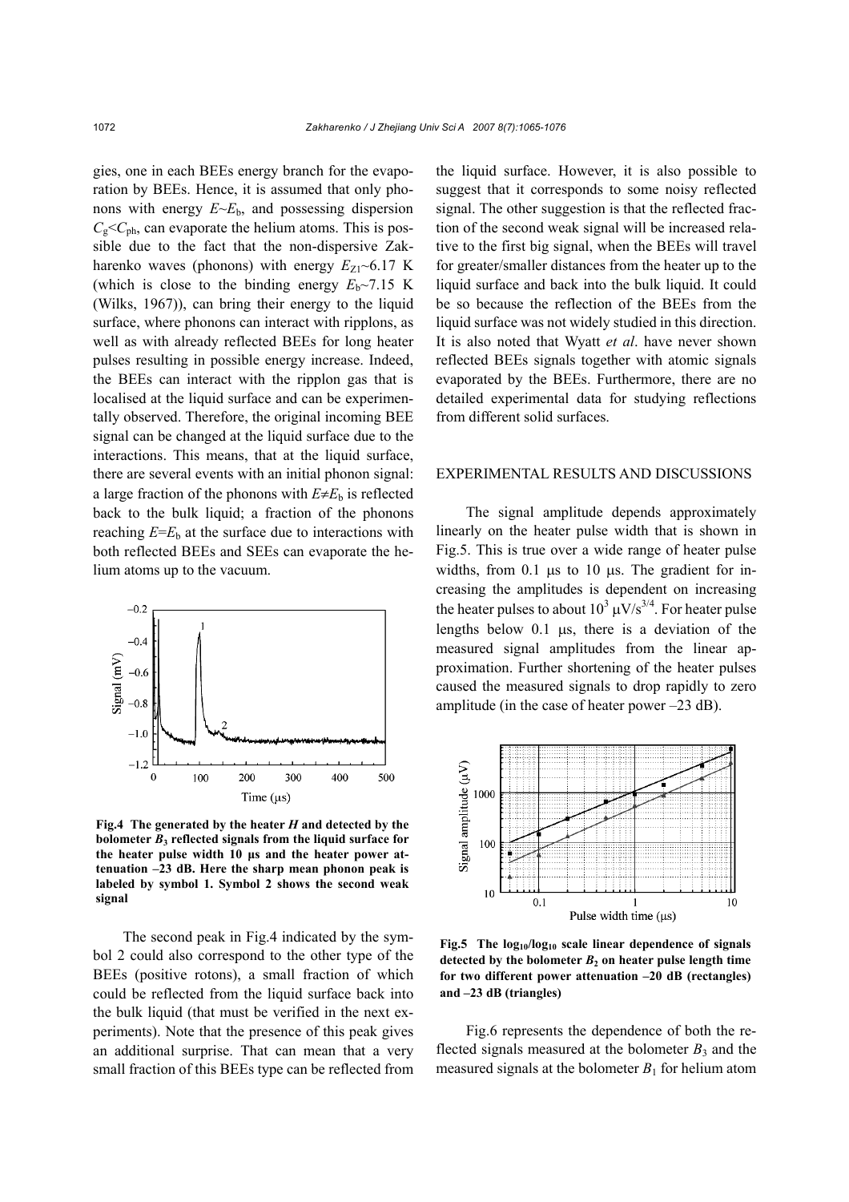gies, one in each BEEs energy branch for the evaporation by BEEs. Hence, it is assumed that only phonons with energy $E \sim E_b$, and possessing dispersion $C_g < C_{ph}$, can evaporate the helium atoms. This is possible due to the fact that the non-dispersive Zakharenko waves (phonons) with energy $E_{Z1} \sim 6.17$ K (which is close to the binding energy $E_b \sim 7.15$ K (Wilks, 1967)), can bring their energy to the liquid surface, where phonons can interact with ripplons, as well as with already reflected BEEs for long heater pulses resulting in possible energy increase. Indeed, the BEEs can interact with the ripplon gas that is localised at the liquid surface and can be experimentally observed. Therefore, the original incoming BEE signal can be changed at the liquid surface due to the interactions. This means, that at the liquid surface, there are several events with an initial phonon signal: a large fraction of the phonons with $E \neq E_b$ is reflected back to the bulk liquid; a fraction of the phonons reaching $E = E_b$ at the surface due to interactions with both reflected BEEs and SEEs can evaporate the helium atoms up to the vacuum.

**Fig.4 The generated by the heater $H$ and detected by the bolometer $B_3$ reflected signals from the liquid surface for the heater pulse width 10 μs and the heater power attenuation –23 dB. Here the sharp mean phonon peak is labeled by symbol 1. Symbol 2 shows the second weak signal**

The second peak in Fig.4 indicated by the symbol 2 could also correspond to the other type of the BEEs (positive rotons), a small fraction of which could be reflected from the liquid surface back into the bulk liquid (that must be verified in the next experiments). Note that the presence of this peak gives an additional surprise. That can mean that a very small fraction of this BEEs type can be reflected from the liquid surface. However, it is also possible to suggest that it corresponds to some noisy reflected signal. The other suggestion is that the reflected fraction of the second weak signal will be increased relative to the first big signal, when the BEEs will travel for greater/smaller distances from the heater up to the liquid surface and back into the bulk liquid. It could be so because the reflection of the BEEs from the liquid surface was not widely studied in this direction. It is also noted that Wyatt *et al*. have never shown reflected BEEs signals together with atomic signals evaporated by the BEEs. Furthermore, there are no detailed experimental data for studying reflections from different solid surfaces.

## EXPERIMENTAL RESULTS AND DISCUSSIONS

The signal amplitude depends approximately linearly on the heater pulse width that is shown in Fig.5. This is true over a wide range of heater pulse widths, from 0.1 μs to 10 μs. The gradient for increasing the amplitudes is dependent on increasing the heater pulses to about $10^3$ μV/s$^{3/4}$. For heater pulse lengths below 0.1 μs, there is a deviation of the measured signal amplitudes from the linear approximation. Further shortening of the heater pulses caused the measured signals to drop rapidly to zero amplitude (in the case of heater power –23 dB).

**Fig.5 The $\log_{10}/\log_{10}$ scale linear dependence of signals detected by the bolometer $B_2$ on heater pulse length time for two different power attenuation –20 dB (rectangles) and –23 dB (triangles)**

Fig.6 represents the dependence of both the reflected signals measured at the bolometer $B_3$ and the measured signals at the bolometer $B_1$ for helium atom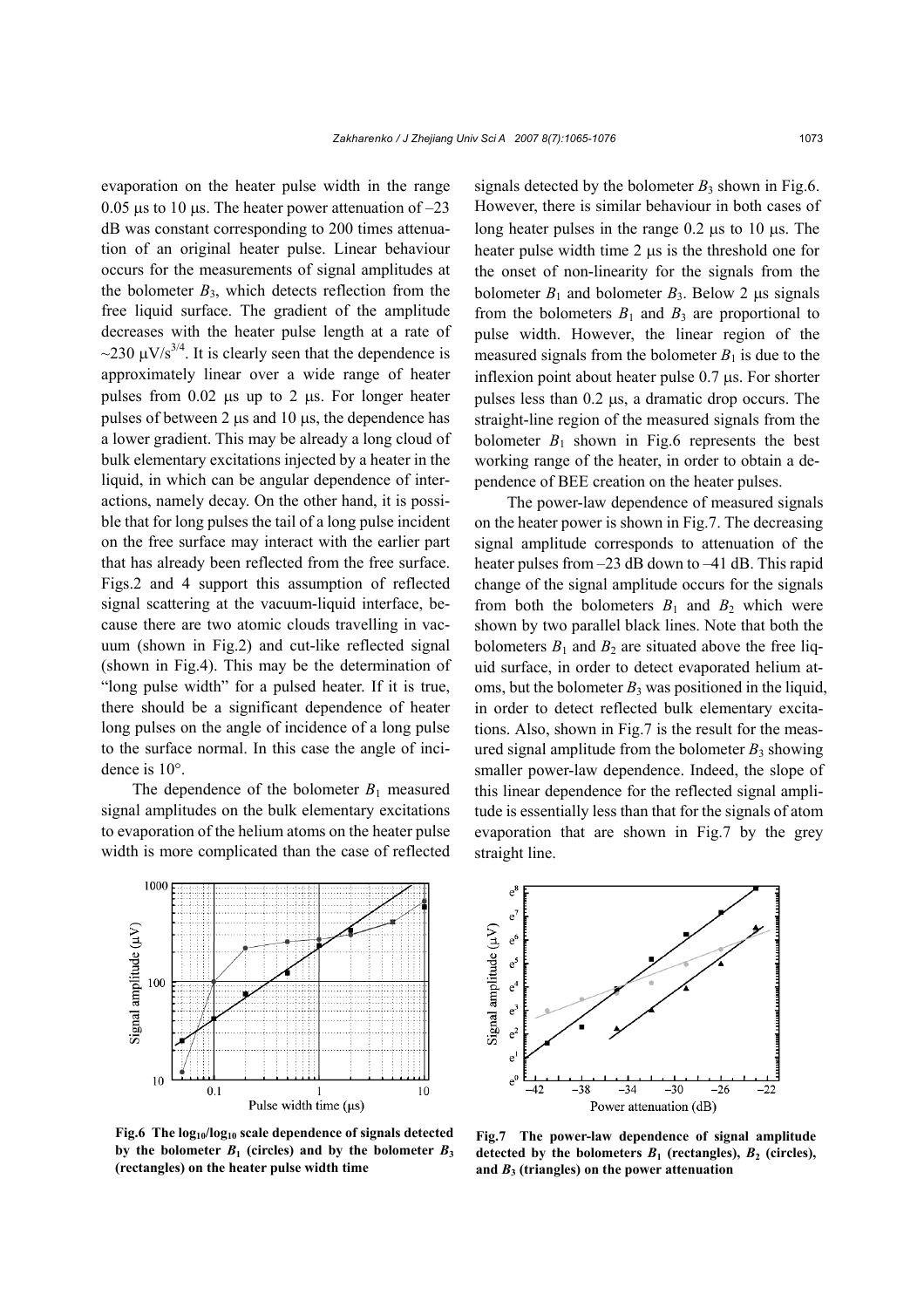evaporation on the heater pulse width in the range 0.05 μs to 10 μs. The heater power attenuation of –23 dB was constant corresponding to 200 times attenuation of an original heater pulse. Linear behaviour occurs for the measurements of signal amplitudes at the bolometer $B_3$, which detects reflection from the free liquid surface. The gradient of the amplitude decreases with the heater pulse length at a rate of ~230 $\mu V/s^{3/4}$. It is clearly seen that the dependence is approximately linear over a wide range of heater pulses from 0.02 μs up to 2 μs. For longer heater pulses of between 2 μs and 10 μs, the dependence has a lower gradient. This may be already a long cloud of bulk elementary excitations injected by a heater in the liquid, in which can be angular dependence of interactions, namely decay. On the other hand, it is possible that for long pulses the tail of a long pulse incident on the free surface may interact with the earlier part that has already been reflected from the free surface. Figs.2 and 4 support this assumption of reflected signal scattering at the vacuum-liquid interface, because there are two atomic clouds travelling in vacuum (shown in Fig.2) and cut-like reflected signal (shown in Fig.4). This may be the determination of "long pulse width" for a pulsed heater. If it is true, there should be a significant dependence of heater long pulses on the angle of incidence of a long pulse to the surface normal. In this case the angle of incidence is 10°.

The dependence of the bolometer $B_1$ measured signal amplitudes on the bulk elementary excitations to evaporation of the helium atoms on the heater pulse width is more complicated than the case of reflected signals detected by the bolometer $B_3$ shown in Fig.6. However, there is similar behaviour in both cases of long heater pulses in the range 0.2 μs to 10 μs. The heater pulse width time 2 μs is the threshold one for the onset of non-linearity for the signals from the bolometer $B_1$ and bolometer $B_3$. Below 2 μs signals from the bolometers $B_1$ and $B_3$ are proportional to pulse width. However, the linear region of the measured signals from the bolometer $B_1$ is due to the inflexion point about heater pulse 0.7 μs. For shorter pulses less than 0.2 μs, a dramatic drop occurs. The straight-line region of the measured signals from the bolometer $B_1$ shown in Fig.6 represents the best working range of the heater, in order to obtain a dependence of BEE creation on the heater pulses.

The power-law dependence of measured signals on the heater power is shown in Fig.7. The decreasing signal amplitude corresponds to attenuation of the heater pulses from –23 dB down to –41 dB. This rapid change of the signal amplitude occurs for the signals from both the bolometers $B_1$ and $B_2$ which were shown by two parallel black lines. Note that both the bolometers $B_1$ and $B_2$ are situated above the free liquid surface, in order to detect evaporated helium atoms, but the bolometer $B_3$ was positioned in the liquid, in order to detect reflected bulk elementary excitations. Also, shown in Fig.7 is the result for the measured signal amplitude from the bolometer $B_3$ showing smaller power-law dependence. Indeed, the slope of this linear dependence for the reflected signal amplitude is essentially less than that for the signals of atom evaporation that are shown in Fig.7 by the grey straight line.

**Fig.6 The $\log_{10}/\log_{10}$ scale dependence of signals detected by the bolometer $B_1$ (circles) and by the bolometer $B_3$ (rectangles) on the heater pulse width time**

**Fig.7 The power-law dependence of signal amplitude detected by the bolometers $B_1$ (rectangles), $B_2$ (circles), and $B_3$ (triangles) on the power attenuation**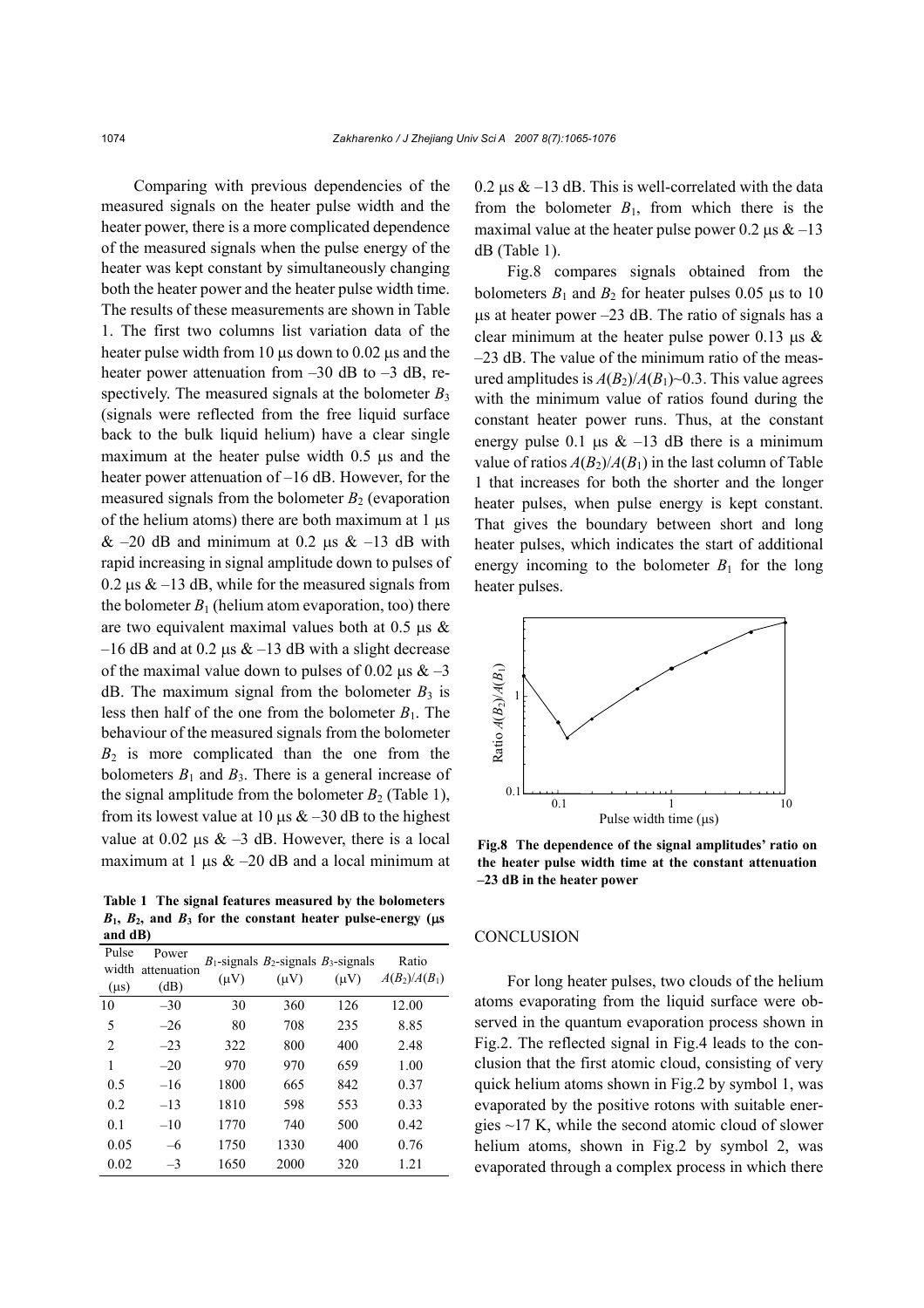Comparing with previous dependencies of the measured signals on the heater pulse width and the heater power, there is a more complicated dependence of the measured signals when the pulse energy of the heater was kept constant by simultaneously changing both the heater power and the heater pulse width time. The results of these measurements are shown in Table 1. The first two columns list variation data of the heater pulse width from 10 μs down to 0.02 μs and the heater power attenuation from –30 dB to –3 dB, respectively. The measured signals at the bolometer $B_3$ (signals were reflected from the free liquid surface back to the bulk liquid helium) have a clear single maximum at the heater pulse width 0.5 μs and the heater power attenuation of –16 dB. However, for the measured signals from the bolometer $B_2$ (evaporation of the helium atoms) there are both maximum at 1 μs & –20 dB and minimum at 0.2 μs & –13 dB with rapid increasing in signal amplitude down to pulses of 0.2 μs & –13 dB, while for the measured signals from the bolometer $B_1$ (helium atom evaporation, too) there are two equivalent maximal values both at 0.5 μs & –16 dB and at 0.2 μs & –13 dB with a slight decrease of the maximal value down to pulses of 0.02 μs & –3 dB. The maximum signal from the bolometer $B_3$ is less then half of the one from the bolometer $B_1$. The behaviour of the measured signals from the bolometer $B_2$ is more complicated than the one from the bolometers $B_1$ and $B_3$. There is a general increase of the signal amplitude from the bolometer $B_2$ (Table 1), from its lowest value at 10 μs & –30 dB to the highest value at 0.02 μs & –3 dB. However, there is a local maximum at 1 μs & –20 dB and a local minimum at 0.2 μs & –13 dB. This is well-correlated with the data from the bolometer $B_1$, from which there is the maximal value at the heater pulse power 0.2 μs & –13 dB (Table 1).

**Table 1 The signal features measured by the bolometers $B_1$, $B_2$, and $B_3$ for the constant heater pulse-energy (μs and dB)**

| Pulse width (μs) | Power attenuation (dB) | $B_1$-signals (μV) | $B_2$-signals (μV) | $B_3$-signals (μV) | Ratio $A(B_2)/A(B_1)$ |
|---|---|---|---|---|---|
| 10 | –30 | 30 | 360 | 126 | 12.00 |
| 5 | –26 | 80 | 708 | 235 | 8.85 |
| 2 | –23 | 322 | 800 | 400 | 2.48 |
| 1 | –20 | 970 | 970 | 659 | 1.00 |
| 0.5 | –16 | 1800 | 665 | 842 | 0.37 |
| 0.2 | –13 | 1810 | 598 | 553 | 0.33 |
| 0.1 | –10 | 1770 | 740 | 500 | 0.42 |
| 0.05 | –6 | 1750 | 1330 | 400 | 0.76 |
| 0.02 | –3 | 1650 | 2000 | 320 | 1.21 |

Fig.8 compares signals obtained from the bolometers $B_1$ and $B_2$ for heater pulses 0.05 μs to 10 μs at heater power –23 dB. The ratio of signals has a clear minimum at the heater pulse power 0.13 μs & –23 dB. The value of the minimum ratio of the measured amplitudes is $A(B_2)/A(B_1)$~0.3. This value agrees with the minimum value of ratios found during the constant heater power runs. Thus, at the constant energy pulse 0.1 μs & –13 dB there is a minimum value of ratios $A(B_2)/A(B_1)$ in the last column of Table 1 that increases for both the shorter and the longer heater pulses, when pulse energy is kept constant. That gives the boundary between short and long heater pulses, which indicates the start of additional energy incoming to the bolometer $B_1$ for the long heater pulses.

**Fig.8 The dependence of the signal amplitudes' ratio on the heater pulse width time at the constant attenuation –23 dB in the heater power**

## CONCLUSION

For long heater pulses, two clouds of the helium atoms evaporating from the liquid surface were observed in the quantum evaporation process shown in Fig.2. The reflected signal in Fig.4 leads to the conclusion that the first atomic cloud, consisting of very quick helium atoms shown in Fig.2 by symbol 1, was evaporated by the positive rotons with suitable energies ~17 K, while the second atomic cloud of slower helium atoms, shown in Fig.2 by symbol 2, was evaporated through a complex process in which there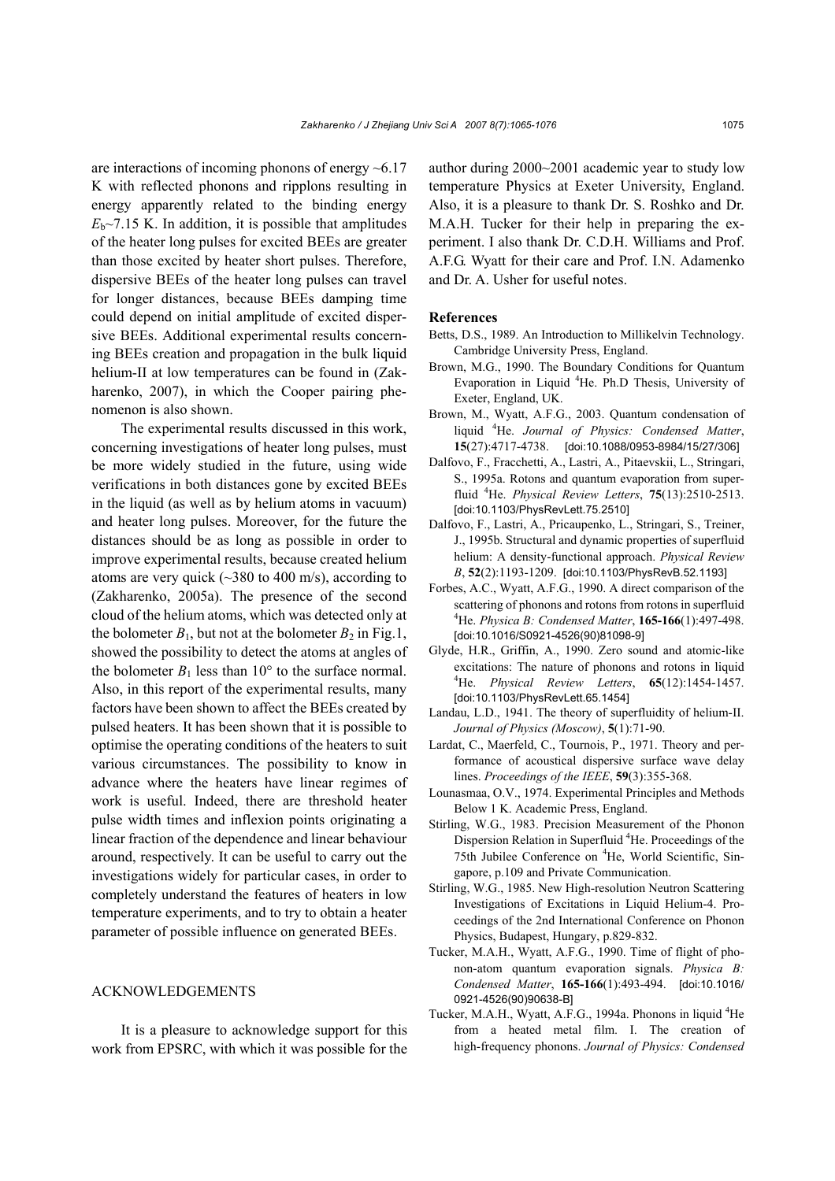are interactions of incoming phonons of energy ~6.17 K with reflected phonons and ripplons resulting in energy apparently related to the binding energy $E_b$~7.15 K. In addition, it is possible that amplitudes of the heater long pulses for excited BEEs are greater than those excited by heater short pulses. Therefore, dispersive BEEs of the heater long pulses can travel for longer distances, because BEEs damping time could depend on initial amplitude of excited dispersive BEEs. Additional experimental results concerning BEEs creation and propagation in the bulk liquid helium-II at low temperatures can be found in (Zakharenko, 2007), in which the Cooper pairing phenomenon is also shown.

The experimental results discussed in this work, concerning investigations of heater long pulses, must be more widely studied in the future, using wide verifications in both distances gone by excited BEEs in the liquid (as well as by helium atoms in vacuum) and heater long pulses. Moreover, for the future the distances should be as long as possible in order to improve experimental results, because created helium atoms are very quick (~380 to 400 m/s), according to (Zakharenko, 2005a). The presence of the second cloud of the helium atoms, which was detected only at the bolometer $B_1$, but not at the bolometer $B_2$ in Fig.1, showed the possibility to detect the atoms at angles of the bolometer $B_1$ less than 10° to the surface normal. Also, in this report of the experimental results, many factors have been shown to affect the BEEs created by pulsed heaters. It has been shown that it is possible to optimise the operating conditions of the heaters to suit various circumstances. The possibility to know in advance where the heaters have linear regimes of work is useful. Indeed, there are threshold heater pulse width times and inflexion points originating a linear fraction of the dependence and linear behaviour around, respectively. It can be useful to carry out the investigations widely for particular cases, in order to completely understand the features of heaters in low temperature experiments, and to try to obtain a heater parameter of possible influence on generated BEEs.

## ACKNOWLEDGEMENTS

It is a pleasure to acknowledge support for this work from EPSRC, with which it was possible for the author during 2000~2001 academic year to study low temperature Physics at Exeter University, England. Also, it is a pleasure to thank Dr. S. Roshko and Dr. M.A.H. Tucker for their help in preparing the experiment. I also thank Dr. C.D.H. Williams and Prof. A.F.G. Wyatt for their care and Prof. I.N. Adamenko and Dr. A. Usher for useful notes.

## References

Betts, D.S., 1989. An Introduction to Millikelvin Technology. Cambridge University Press, England.

Brown, M.G., 1990. The Boundary Conditions for Quantum Evaporation in Liquid $^4$He. Ph.D Thesis, University of Exeter, England, UK.

Brown, M., Wyatt, A.F.G., 2003. Quantum condensation of liquid $^4$He. *Journal of Physics: Condensed Matter*, **15**(27):4717-4738. [doi:10.1088/0953-8984/15/27/306]

Dalfovo, F., Fracchetti, A., Lastri, A., Pitaevskii, L., Stringari, S., 1995a. Rotons and quantum evaporation from superfluid $^4$He. *Physical Review Letters*, **75**(13):2510-2513. [doi:10.1103/PhysRevLett.75.2510]

Dalfovo, F., Lastri, A., Pricaupenko, L., Stringari, S., Treiner, J., 1995b. Structural and dynamic properties of superfluid helium: A density-functional approach. *Physical Review B*, **52**(2):1193-1209. [doi:10.1103/PhysRevB.52.1193]

Forbes, A.C., Wyatt, A.F.G., 1990. A direct comparison of the scattering of phonons and rotons from rotons in superfluid $^4$He. *Physica B: Condensed Matter*, **165-166**(1):497-498. [doi:10.1016/S0921-4526(90)81098-9]

Glyde, H.R., Griffin, A., 1990. Zero sound and atomic-like excitations: The nature of phonons and rotons in liquid $^4$He. *Physical Review Letters*, **65**(12):1454-1457. [doi:10.1103/PhysRevLett.65.1454]

Landau, L.D., 1941. The theory of superfluidity of helium-II. *Journal of Physics (Moscow)*, **5**(1):71-90.

Lardat, C., Maerfeld, C., Tournois, P., 1971. Theory and performance of acoustical dispersive surface wave delay lines. *Proceedings of the IEEE*, **59**(3):355-368.

Lounasmaa, O.V., 1974. Experimental Principles and Methods Below 1 K. Academic Press, England.

Stirling, W.G., 1983. Precision Measurement of the Phonon Dispersion Relation in Superfluid $^4$He. Proceedings of the 75th Jubilee Conference on $^4$He, World Scientific, Singapore, p.109 and Private Communication.

Stirling, W.G., 1985. New High-resolution Neutron Scattering Investigations of Excitations in Liquid Helium-4. Proceedings of the 2nd International Conference on Phonon Physics, Budapest, Hungary, p.829-832.

Tucker, M.A.H., Wyatt, A.F.G., 1990. Time of flight of phonon-atom quantum evaporation signals. *Physica B: Condensed Matter*, **165-166**(1):493-494. [doi:10.1016/0921-4526(90)90638-B]

Tucker, M.A.H., Wyatt, A.F.G., 1994a. Phonons in liquid $^4$He from a heated metal film. I. The creation of high-frequency phonons. *Journal of Physics: Condensed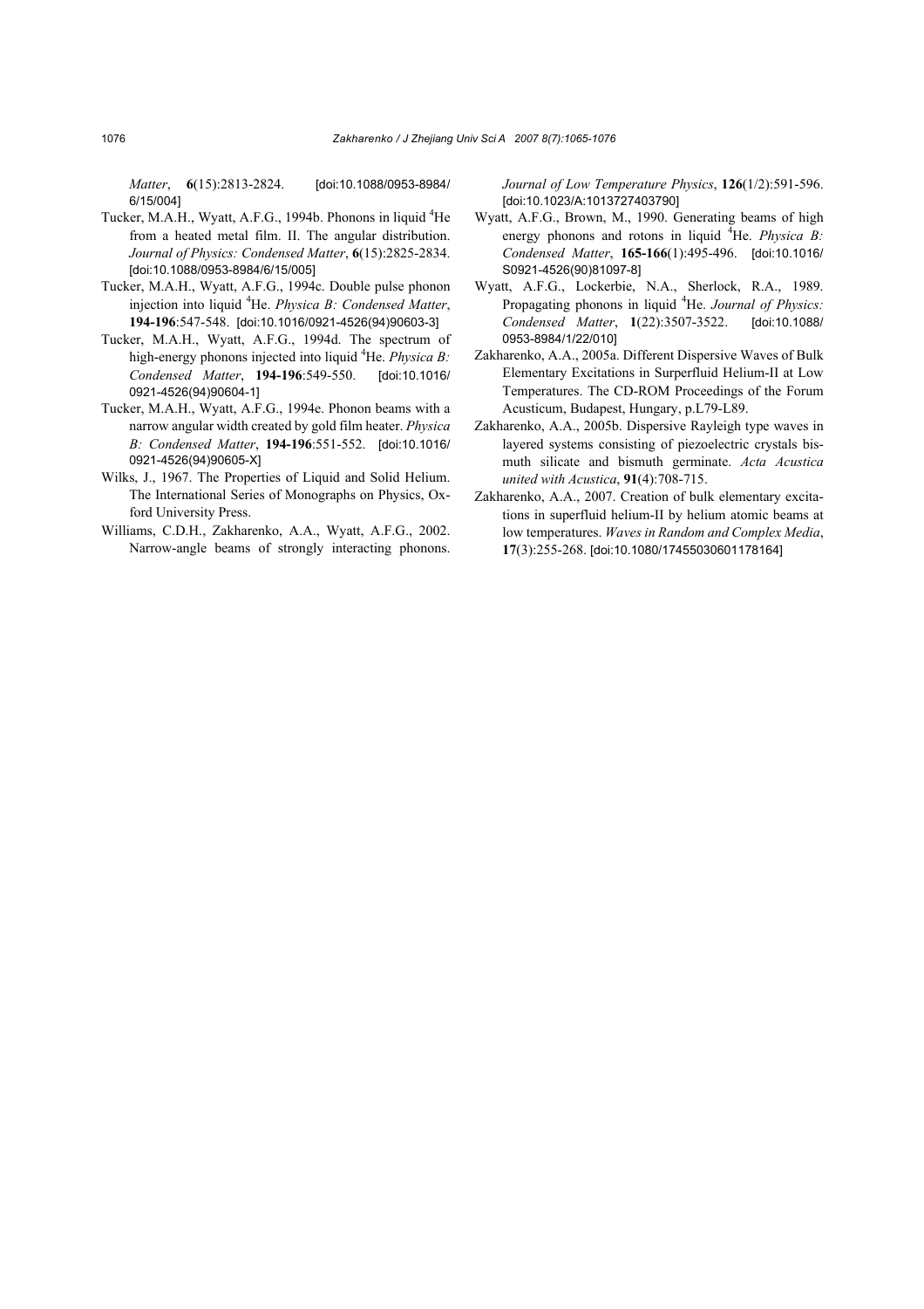*Matter*, **6**(15):2813-2824. [doi:10.1088/0953-8984/6/15/004]

Tucker, M.A.H., Wyatt, A.F.G., 1994b. Phonons in liquid $^4$He from a heated metal film. II. The angular distribution. *Journal of Physics: Condensed Matter*, **6**(15):2825-2834. [doi:10.1088/0953-8984/6/15/005]

Tucker, M.A.H., Wyatt, A.F.G., 1994c. Double pulse phonon injection into liquid $^4$He. *Physica B: Condensed Matter*, **194-196**:547-548. [doi:10.1016/0921-4526(94)90603-3]

Tucker, M.A.H., Wyatt, A.F.G., 1994d. The spectrum of high-energy phonons injected into liquid $^4$He. *Physica B: Condensed Matter*, **194-196**:549-550. [doi:10.1016/0921-4526(94)90604-1]

Tucker, M.A.H., Wyatt, A.F.G., 1994e. Phonon beams with a narrow angular width created by gold film heater. *Physica B: Condensed Matter*, **194-196**:551-552. [doi:10.1016/0921-4526(94)90605-X]

Wilks, J., 1967. The Properties of Liquid and Solid Helium. The International Series of Monographs on Physics, Oxford University Press.

Williams, C.D.H., Zakharenko, A.A., Wyatt, A.F.G., 2002. Narrow-angle beams of strongly interacting phonons. *Journal of Low Temperature Physics*, **126**(1/2):591-596. [doi:10.1023/A:1013727403790]

Wyatt, A.F.G., Brown, M., 1990. Generating beams of high energy phonons and rotons in liquid $^4$He. *Physica B: Condensed Matter*, **165-166**(1):495-496. [doi:10.1016/S0921-4526(90)81097-8]

Wyatt, A.F.G., Lockerbie, N.A., Sherlock, R.A., 1989. Propagating phonons in liquid $^4$He. *Journal of Physics: Condensed Matter*, **1**(22):3507-3522. [doi:10.1088/0953-8984/1/22/010]

Zakharenko, A.A., 2005a. Different Dispersive Waves of Bulk Elementary Excitations in Surperfluid Helium-II at Low Temperatures. The CD-ROM Proceedings of the Forum Acusticum, Budapest, Hungary, p.L79-L89.

Zakharenko, A.A., 2005b. Dispersive Rayleigh type waves in layered systems consisting of piezoelectric crystals bismuth silicate and bismuth germinate. *Acta Acustica united with Acustica*, **91**(4):708-715.

Zakharenko, A.A., 2007. Creation of bulk elementary excitations in superfluid helium-II by helium atomic beams at low temperatures. *Waves in Random and Complex Media*, **17**(3):255-268. [doi:10.1080/17455030601178164]